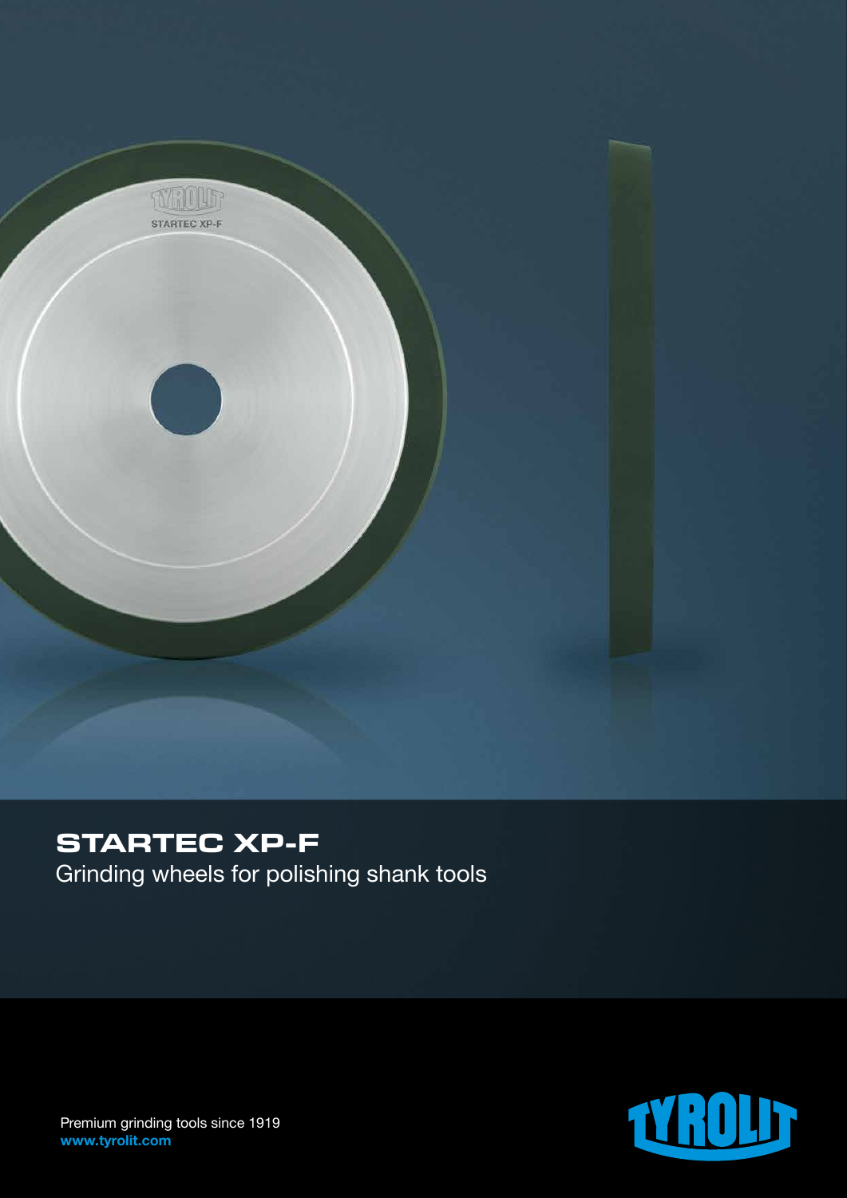# STARTEC XP-F

Grinding wheels for polishing shank tools

Premium grinding tools since 1919

**www.tyrolit.com**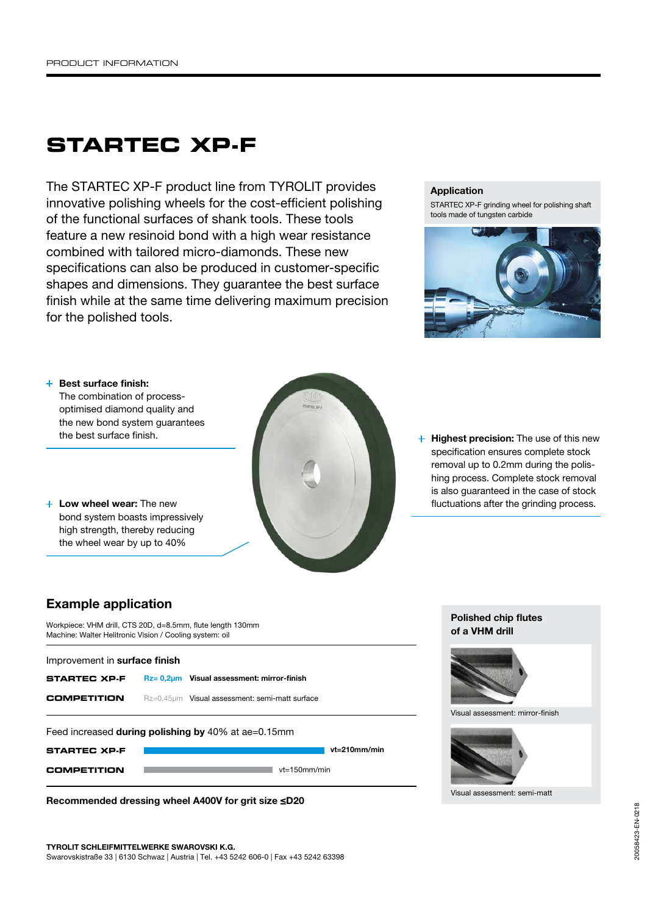# STARTEC XP-F

The STARTEC XP-F product line from TYROLIT provides innovative polishing wheels for the cost-efficient polishing of the functional surfaces of shank tools. These tools feature a new resinoid bond with a high wear resistance combined with tailored micro-diamonds. These new specifications can also be produced in customer-specific shapes and dimensions. They guarantee the best surface finish while at the same time delivering maximum precision for the polished tools.

**Application**

STARTEC XP-F grinding wheel for polishing shaft tools made of tungsten carbide

+ **Best surface finish:** The combination of process-optimised diamond quality and the new bond system guarantees the best surface finish.

+ **Low wheel wear:** The new bond system boasts impressively high strength, thereby reducing the wheel wear by up to 40%

+ **Highest precision:** The use of this new specification ensures complete stock removal up to 0.2mm during the polishing process. Complete stock removal is also guaranteed in the case of stock fluctuations after the grinding process.

## Example application

Workpiece: VHM drill, CTS 20D, d=8.5mm, flute length 130mm
Machine: Walter Helitronic Vision / Cooling system: oil

Improvement in **surface finish**

| | | |
|---|---|---|
| **STARTEC XP-F** | Rz= 0,2µm | **Visual assessment: mirror-finish** |
| **COMPETITION** | Rz=0,45µm | Visual assessment: semi-matt surface |

Feed increased **during polishing by** 40% at ae=0.15mm

**STARTEC XP-F**
**vt=210mm/min**

**COMPETITION**
vt=150mm/min

**Recommended dressing wheel A400V for grit size ≤D20**

**Polished chip flutes of a VHM drill**

Visual assessment: mirror-finish

Visual assessment: semi-matt

**TYROLIT SCHLEIFMITTELWERKE SWAROVSKI K.G.**
Swarovskistraße 33 | 6130 Schwaz | Austria | Tel. +43 5242 606-0 | Fax +43 5242 63398

20058423-EN-0218